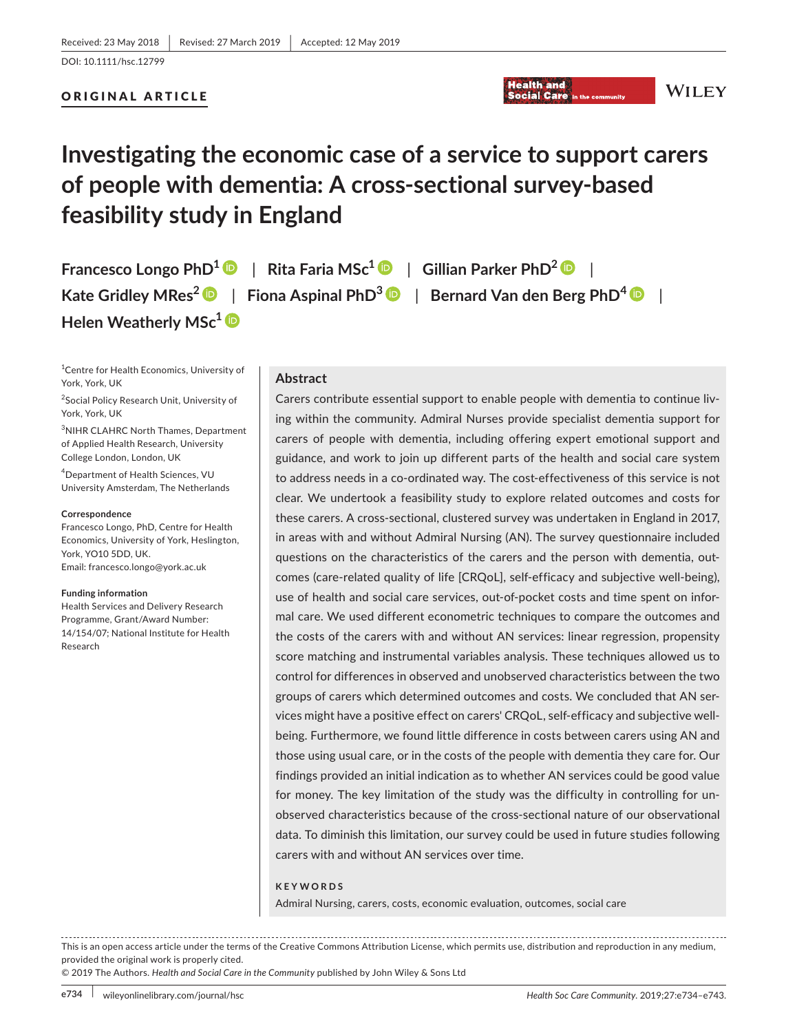Received: 23 May 2018 | Revised: 27 March 2019 | Accepted: 12 May 2019

DOI: 10.1111/hsc.12799

ORIGINAL ARTICLE

# Investigating the economic case of a service to support carers of people with dementia: A cross-sectional survey-based feasibility study in England

**Francesco Longo PhD[1]** | **Rita Faria MSc[1]** | **Gillian Parker PhD[2]** | **Kate Gridley MRes[2]** | **Fiona Aspinal PhD[3]** | **Bernard Van den Berg PhD[4]** | **Helen Weatherly MSc[1]**

[1]Centre for Health Economics, University of York, York, UK

[2]Social Policy Research Unit, University of York, York, UK

[3]NIHR CLAHRC North Thames, Department of Applied Health Research, University College London, London, UK

[4]Department of Health Sciences, VU University Amsterdam, The Netherlands

**Correspondence**
Francesco Longo, PhD, Centre for Health Economics, University of York, Heslington, York, YO10 5DD, UK.
Email: francesco.longo@york.ac.uk

**Funding information**
Health Services and Delivery Research Programme, Grant/Award Number: 14/154/07; National Institute for Health Research

## Abstract

Carers contribute essential support to enable people with dementia to continue living within the community. Admiral Nurses provide specialist dementia support for carers of people with dementia, including offering expert emotional support and guidance, and work to join up different parts of the health and social care system to address needs in a co-ordinated way. The cost-effectiveness of this service is not clear. We undertook a feasibility study to explore related outcomes and costs for these carers. A cross-sectional, clustered survey was undertaken in England in 2017, in areas with and without Admiral Nursing (AN). The survey questionnaire included questions on the characteristics of the carers and the person with dementia, outcomes (care-related quality of life [CRQoL], self-efficacy and subjective well-being), use of health and social care services, out-of-pocket costs and time spent on informal care. We used different econometric techniques to compare the outcomes and the costs of the carers with and without AN services: linear regression, propensity score matching and instrumental variables analysis. These techniques allowed us to control for differences in observed and unobserved characteristics between the two groups of carers which determined outcomes and costs. We concluded that AN services might have a positive effect on carers' CRQoL, self-efficacy and subjective well-being. Furthermore, we found little difference in costs between carers using AN and those using usual care, or in the costs of the people with dementia they care for. Our findings provided an initial indication as to whether AN services could be good value for money. The key limitation of the study was the difficulty in controlling for unobserved characteristics because of the cross-sectional nature of our observational data. To diminish this limitation, our survey could be used in future studies following carers with and without AN services over time.

**KEYWORDS**

Admiral Nursing, carers, costs, economic evaluation, outcomes, social care

This is an open access article under the terms of the Creative Commons Attribution License, which permits use, distribution and reproduction in any medium, provided the original work is properly cited.
© 2019 The Authors. *Health and Social Care in the Community* published by John Wiley & Sons Ltd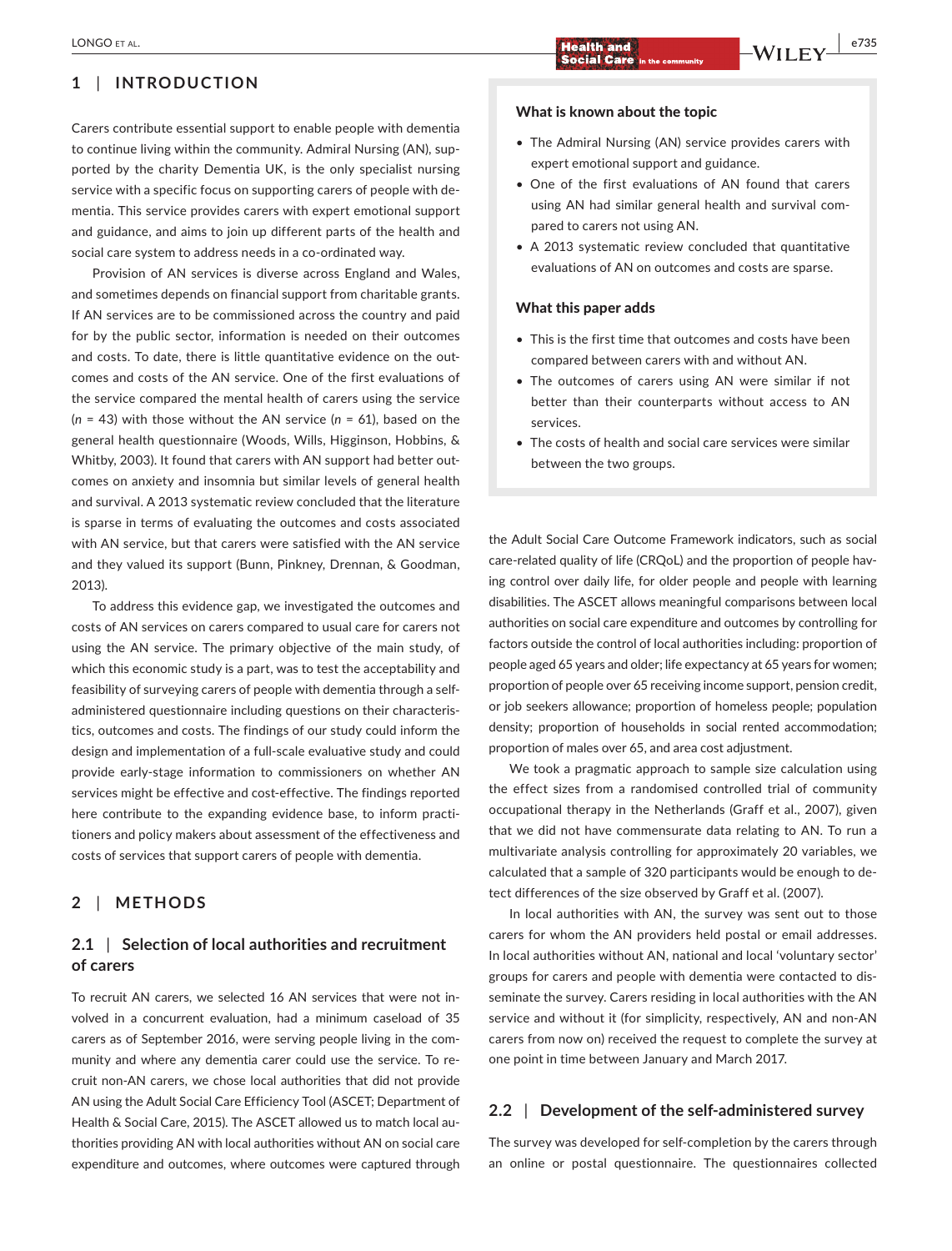## 1 | INTRODUCTION

Carers contribute essential support to enable people with dementia to continue living within the community. Admiral Nursing (AN), supported by the charity Dementia UK, is the only specialist nursing service with a specific focus on supporting carers of people with dementia. This service provides carers with expert emotional support and guidance, and aims to join up different parts of the health and social care system to address needs in a co-ordinated way.

Provision of AN services is diverse across England and Wales, and sometimes depends on financial support from charitable grants. If AN services are to be commissioned across the country and paid for by the public sector, information is needed on their outcomes and costs. To date, there is little quantitative evidence on the outcomes and costs of the AN service. One of the first evaluations of the service compared the mental health of carers using the service ($n$ = 43) with those without the AN service ($n$ = 61), based on the general health questionnaire (Woods, Wills, Higginson, Hobbins, & Whitby, 2003). It found that carers with AN support had better outcomes on anxiety and insomnia but similar levels of general health and survival. A 2013 systematic review concluded that the literature is sparse in terms of evaluating the outcomes and costs associated with AN service, but that carers were satisfied with the AN service and they valued its support (Bunn, Pinkney, Drennan, & Goodman, 2013).

To address this evidence gap, we investigated the outcomes and costs of AN services on carers compared to usual care for carers not using the AN service. The primary objective of the main study, of which this economic study is a part, was to test the acceptability and feasibility of surveying carers of people with dementia through a self-administered questionnaire including questions on their characteristics, outcomes and costs. The findings of our study could inform the design and implementation of a full-scale evaluative study and could provide early-stage information to commissioners on whether AN services might be effective and cost-effective. The findings reported here contribute to the expanding evidence base, to inform practitioners and policy makers about assessment of the effectiveness and costs of services that support carers of people with dementia.

**What is known about the topic**

- The Admiral Nursing (AN) service provides carers with expert emotional support and guidance.
- One of the first evaluations of AN found that carers using AN had similar general health and survival compared to carers not using AN.
- A 2013 systematic review concluded that quantitative evaluations of AN on outcomes and costs are sparse.

**What this paper adds**

- This is the first time that outcomes and costs have been compared between carers with and without AN.
- The outcomes of carers using AN were similar if not better than their counterparts without access to AN services.
- The costs of health and social care services were similar between the two groups.

## 2 | METHODS

### 2.1 | Selection of local authorities and recruitment of carers

To recruit AN carers, we selected 16 AN services that were not involved in a concurrent evaluation, had a minimum caseload of 35 carers as of September 2016, were serving people living in the community and where any dementia carer could use the service. To recruit non-AN carers, we chose local authorities that did not provide AN using the Adult Social Care Efficiency Tool (ASCET; Department of Health & Social Care, 2015). The ASCET allowed us to match local authorities providing AN with local authorities without AN on social care expenditure and outcomes, where outcomes were captured through the Adult Social Care Outcome Framework indicators, such as social care-related quality of life (CRQoL) and the proportion of people having control over daily life, for older people and people with learning disabilities. The ASCET allows meaningful comparisons between local authorities on social care expenditure and outcomes by controlling for factors outside the control of local authorities including: proportion of people aged 65 years and older; life expectancy at 65 years for women; proportion of people over 65 receiving income support, pension credit, or job seekers allowance; proportion of homeless people; population density; proportion of households in social rented accommodation; proportion of males over 65, and area cost adjustment.

We took a pragmatic approach to sample size calculation using the effect sizes from a randomised controlled trial of community occupational therapy in the Netherlands (Graff et al., 2007), given that we did not have commensurate data relating to AN. To run a multivariate analysis controlling for approximately 20 variables, we calculated that a sample of 320 participants would be enough to detect differences of the size observed by Graff et al. (2007).

In local authorities with AN, the survey was sent out to those carers for whom the AN providers held postal or email addresses. In local authorities without AN, national and local 'voluntary sector' groups for carers and people with dementia were contacted to disseminate the survey. Carers residing in local authorities with the AN service and without it (for simplicity, respectively, AN and non-AN carers from now on) received the request to complete the survey at one point in time between January and March 2017.

### 2.2 | Development of the self-administered survey

The survey was developed for self-completion by the carers through an online or postal questionnaire. The questionnaires collected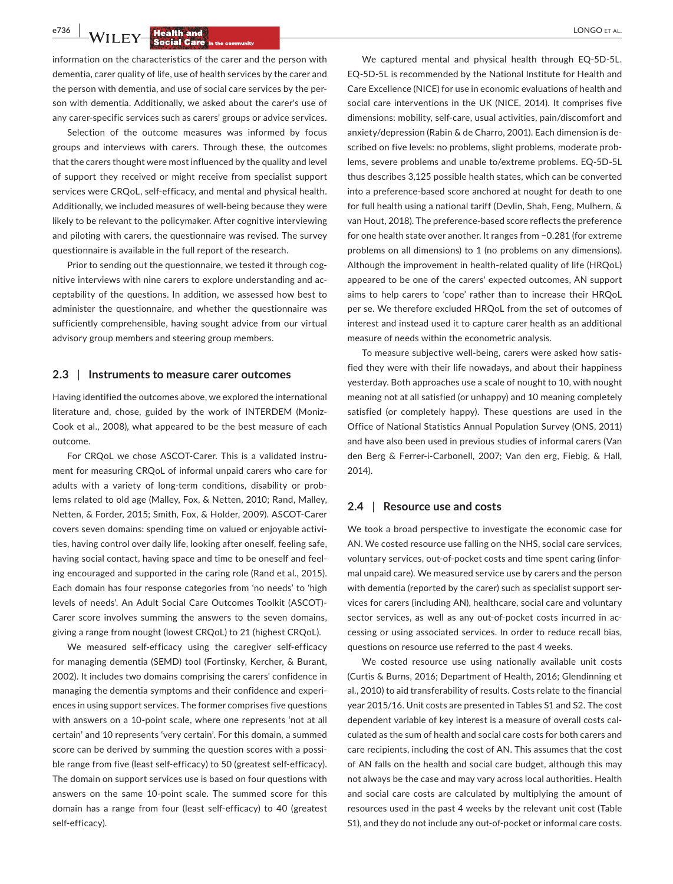information on the characteristics of the carer and the person with dementia, carer quality of life, use of health services by the carer and the person with dementia, and use of social care services by the person with dementia. Additionally, we asked about the carer's use of any carer-specific services such as carers' groups or advice services.

Selection of the outcome measures was informed by focus groups and interviews with carers. Through these, the outcomes that the carers thought were most influenced by the quality and level of support they received or might receive from specialist support services were CRQoL, self-efficacy, and mental and physical health. Additionally, we included measures of well-being because they were likely to be relevant to the policymaker. After cognitive interviewing and piloting with carers, the questionnaire was revised. The survey questionnaire is available in the full report of the research.

Prior to sending out the questionnaire, we tested it through cognitive interviews with nine carers to explore understanding and acceptability of the questions. In addition, we assessed how best to administer the questionnaire, and whether the questionnaire was sufficiently comprehensible, having sought advice from our virtual advisory group members and steering group members.

### 2.3 | Instruments to measure carer outcomes

Having identified the outcomes above, we explored the international literature and, chose, guided by the work of INTERDEM (Moniz-Cook et al., 2008), what appeared to be the best measure of each outcome.

For CRQoL we chose ASCOT-Carer. This is a validated instrument for measuring CRQoL of informal unpaid carers who care for adults with a variety of long-term conditions, disability or problems related to old age (Malley, Fox, & Netten, 2010; Rand, Malley, Netten, & Forder, 2015; Smith, Fox, & Holder, 2009). ASCOT-Carer covers seven domains: spending time on valued or enjoyable activities, having control over daily life, looking after oneself, feeling safe, having social contact, having space and time to be oneself and feeling encouraged and supported in the caring role (Rand et al., 2015). Each domain has four response categories from 'no needs' to 'high levels of needs'. An Adult Social Care Outcomes Toolkit (ASCOT)-Carer score involves summing the answers to the seven domains, giving a range from nought (lowest CRQoL) to 21 (highest CRQoL).

We measured self-efficacy using the caregiver self-efficacy for managing dementia (SEMD) tool (Fortinsky, Kercher, & Burant, 2002). It includes two domains comprising the carers' confidence in managing the dementia symptoms and their confidence and experiences in using support services. The former comprises five questions with answers on a 10-point scale, where one represents 'not at all certain' and 10 represents 'very certain'. For this domain, a summed score can be derived by summing the question scores with a possible range from five (least self-efficacy) to 50 (greatest self-efficacy). The domain on support services use is based on four questions with answers on the same 10-point scale. The summed score for this domain has a range from four (least self-efficacy) to 40 (greatest self-efficacy).

We captured mental and physical health through EQ-5D-5L. EQ-5D-5L is recommended by the National Institute for Health and Care Excellence (NICE) for use in economic evaluations of health and social care interventions in the UK (NICE, 2014). It comprises five dimensions: mobility, self-care, usual activities, pain/discomfort and anxiety/depression (Rabin & de Charro, 2001). Each dimension is described on five levels: no problems, slight problems, moderate problems, severe problems and unable to/extreme problems. EQ-5D-5L thus describes 3,125 possible health states, which can be converted into a preference-based score anchored at nought for death to one for full health using a national tariff (Devlin, Shah, Feng, Mulhern, & van Hout, 2018). The preference-based score reflects the preference for one health state over another. It ranges from −0.281 (for extreme problems on all dimensions) to 1 (no problems on any dimensions). Although the improvement in health-related quality of life (HRQoL) appeared to be one of the carers' expected outcomes, AN support aims to help carers to 'cope' rather than to increase their HRQoL per se. We therefore excluded HRQoL from the set of outcomes of interest and instead used it to capture carer health as an additional measure of needs within the econometric analysis.

To measure subjective well-being, carers were asked how satisfied they were with their life nowadays, and about their happiness yesterday. Both approaches use a scale of nought to 10, with nought meaning not at all satisfied (or unhappy) and 10 meaning completely satisfied (or completely happy). These questions are used in the Office of National Statistics Annual Population Survey (ONS, 2011) and have also been used in previous studies of informal carers (Van den Berg & Ferrer-i-Carbonell, 2007; Van den erg, Fiebig, & Hall, 2014).

### 2.4 | Resource use and costs

We took a broad perspective to investigate the economic case for AN. We costed resource use falling on the NHS, social care services, voluntary services, out-of-pocket costs and time spent caring (informal unpaid care). We measured service use by carers and the person with dementia (reported by the carer) such as specialist support services for carers (including AN), healthcare, social care and voluntary sector services, as well as any out-of-pocket costs incurred in accessing or using associated services. In order to reduce recall bias, questions on resource use referred to the past 4 weeks.

We costed resource use using nationally available unit costs (Curtis & Burns, 2016; Department of Health, 2016; Glendinning et al., 2010) to aid transferability of results. Costs relate to the financial year 2015/16. Unit costs are presented in Tables S1 and S2. The cost dependent variable of key interest is a measure of overall costs calculated as the sum of health and social care costs for both carers and care recipients, including the cost of AN. This assumes that the cost of AN falls on the health and social care budget, although this may not always be the case and may vary across local authorities. Health and social care costs are calculated by multiplying the amount of resources used in the past 4 weeks by the relevant unit cost (Table S1), and they do not include any out-of-pocket or informal care costs.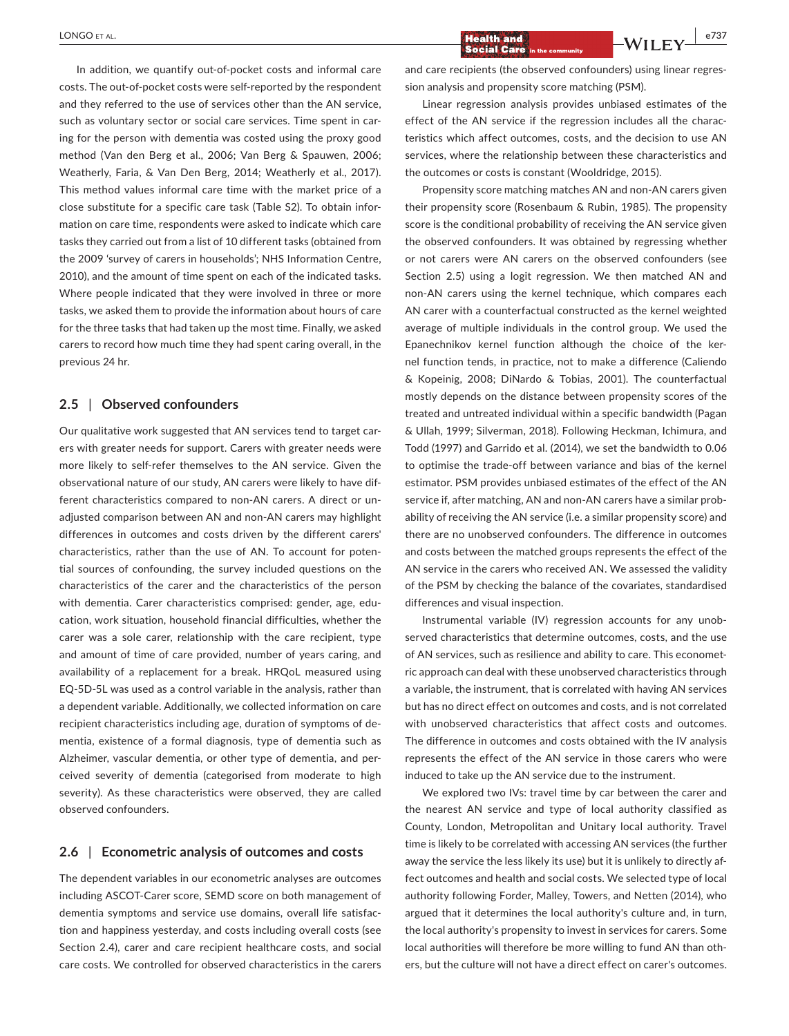In addition, we quantify out-of-pocket costs and informal care costs. The out-of-pocket costs were self-reported by the respondent and they referred to the use of services other than the AN service, such as voluntary sector or social care services. Time spent in caring for the person with dementia was costed using the proxy good method (Van den Berg et al., 2006; Van Berg & Spauwen, 2006; Weatherly, Faria, & Van Den Berg, 2014; Weatherly et al., 2017). This method values informal care time with the market price of a close substitute for a specific care task (Table S2). To obtain information on care time, respondents were asked to indicate which care tasks they carried out from a list of 10 different tasks (obtained from the 2009 'survey of carers in households'; NHS Information Centre, 2010), and the amount of time spent on each of the indicated tasks. Where people indicated that they were involved in three or more tasks, we asked them to provide the information about hours of care for the three tasks that had taken up the most time. Finally, we asked carers to record how much time they had spent caring overall, in the previous 24 hr.

## 2.5 | Observed confounders

Our qualitative work suggested that AN services tend to target carers with greater needs for support. Carers with greater needs were more likely to self-refer themselves to the AN service. Given the observational nature of our study, AN carers were likely to have different characteristics compared to non-AN carers. A direct or unadjusted comparison between AN and non-AN carers may highlight differences in outcomes and costs driven by the different carers' characteristics, rather than the use of AN. To account for potential sources of confounding, the survey included questions on the characteristics of the carer and the characteristics of the person with dementia. Carer characteristics comprised: gender, age, education, work situation, household financial difficulties, whether the carer was a sole carer, relationship with the care recipient, type and amount of time of care provided, number of years caring, and availability of a replacement for a break. HRQoL measured using EQ-5D-5L was used as a control variable in the analysis, rather than a dependent variable. Additionally, we collected information on care recipient characteristics including age, duration of symptoms of dementia, existence of a formal diagnosis, type of dementia such as Alzheimer, vascular dementia, or other type of dementia, and perceived severity of dementia (categorised from moderate to high severity). As these characteristics were observed, they are called observed confounders.

## 2.6 | Econometric analysis of outcomes and costs

The dependent variables in our econometric analyses are outcomes including ASCOT-Carer score, SEMD score on both management of dementia symptoms and service use domains, overall life satisfaction and happiness yesterday, and costs including overall costs (see Section 2.4), carer and care recipient healthcare costs, and social care costs. We controlled for observed characteristics in the carers and care recipients (the observed confounders) using linear regression analysis and propensity score matching (PSM).

Linear regression analysis provides unbiased estimates of the effect of the AN service if the regression includes all the characteristics which affect outcomes, costs, and the decision to use AN services, where the relationship between these characteristics and the outcomes or costs is constant (Wooldridge, 2015).

Propensity score matching matches AN and non-AN carers given their propensity score (Rosenbaum & Rubin, 1985). The propensity score is the conditional probability of receiving the AN service given the observed confounders. It was obtained by regressing whether or not carers were AN carers on the observed confounders (see Section 2.5) using a logit regression. We then matched AN and non-AN carers using the kernel technique, which compares each AN carer with a counterfactual constructed as the kernel weighted average of multiple individuals in the control group. We used the Epanechnikov kernel function although the choice of the kernel function tends, in practice, not to make a difference (Caliendo & Kopeinig, 2008; DiNardo & Tobias, 2001). The counterfactual mostly depends on the distance between propensity scores of the treated and untreated individual within a specific bandwidth (Pagan & Ullah, 1999; Silverman, 2018). Following Heckman, Ichimura, and Todd (1997) and Garrido et al. (2014), we set the bandwidth to 0.06 to optimise the trade-off between variance and bias of the kernel estimator. PSM provides unbiased estimates of the effect of the AN service if, after matching, AN and non-AN carers have a similar probability of receiving the AN service (i.e. a similar propensity score) and there are no unobserved confounders. The difference in outcomes and costs between the matched groups represents the effect of the AN service in the carers who received AN. We assessed the validity of the PSM by checking the balance of the covariates, standardised differences and visual inspection.

Instrumental variable (IV) regression accounts for any unobserved characteristics that determine outcomes, costs, and the use of AN services, such as resilience and ability to care. This econometric approach can deal with these unobserved characteristics through a variable, the instrument, that is correlated with having AN services but has no direct effect on outcomes and costs, and is not correlated with unobserved characteristics that affect costs and outcomes. The difference in outcomes and costs obtained with the IV analysis represents the effect of the AN service in those carers who were induced to take up the AN service due to the instrument.

We explored two IVs: travel time by car between the carer and the nearest AN service and type of local authority classified as County, London, Metropolitan and Unitary local authority. Travel time is likely to be correlated with accessing AN services (the further away the service the less likely its use) but it is unlikely to directly affect outcomes and health and social costs. We selected type of local authority following Forder, Malley, Towers, and Netten (2014), who argued that it determines the local authority's culture and, in turn, the local authority's propensity to invest in services for carers. Some local authorities will therefore be more willing to fund AN than others, but the culture will not have a direct effect on carer's outcomes.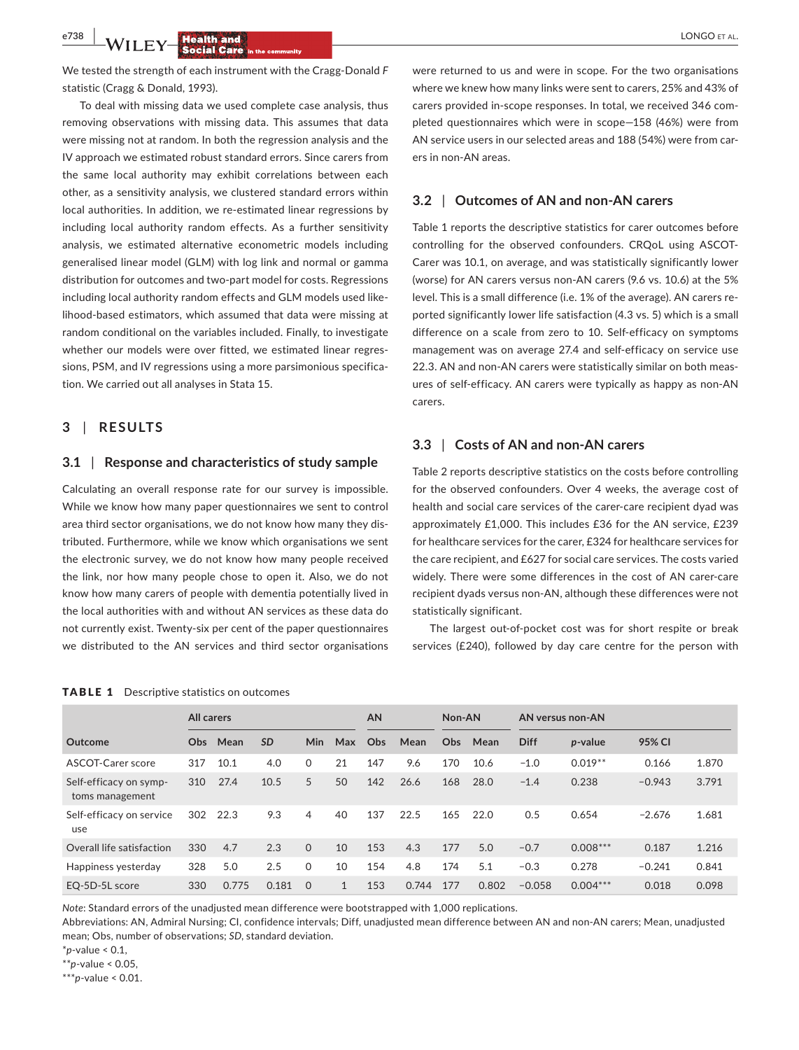We tested the strength of each instrument with the Cragg-Donald *F* statistic (Cragg & Donald, 1993).

To deal with missing data we used complete case analysis, thus removing observations with missing data. This assumes that data were missing not at random. In both the regression analysis and the IV approach we estimated robust standard errors. Since carers from the same local authority may exhibit correlations between each other, as a sensitivity analysis, we clustered standard errors within local authorities. In addition, we re-estimated linear regressions by including local authority random effects. As a further sensitivity analysis, we estimated alternative econometric models including generalised linear model (GLM) with log link and normal or gamma distribution for outcomes and two-part model for costs. Regressions including local authority random effects and GLM models used likelihood-based estimators, which assumed that data were missing at random conditional on the variables included. Finally, to investigate whether our models were over fitted, we estimated linear regressions, PSM, and IV regressions using a more parsimonious specification. We carried out all analyses in Stata 15.

## 3 | RESULTS

### 3.1 | Response and characteristics of study sample

Calculating an overall response rate for our survey is impossible. While we know how many paper questionnaires we sent to control area third sector organisations, we do not know how many they distributed. Furthermore, while we know which organisations we sent the electronic survey, we do not know how many people received the link, nor how many people chose to open it. Also, we do not know how many carers of people with dementia potentially lived in the local authorities with and without AN services as these data do not currently exist. Twenty-six per cent of the paper questionnaires we distributed to the AN services and third sector organisations were returned to us and were in scope. For the two organisations where we knew how many links were sent to carers, 25% and 43% of carers provided in-scope responses. In total, we received 346 completed questionnaires which were in scope—158 (46%) were from AN service users in our selected areas and 188 (54%) were from carers in non-AN areas.

### 3.2 | Outcomes of AN and non-AN carers

Table 1 reports the descriptive statistics for carer outcomes before controlling for the observed confounders. CRQoL using ASCOT-Carer was 10.1, on average, and was statistically significantly lower (worse) for AN carers versus non-AN carers (9.6 vs. 10.6) at the 5% level. This is a small difference (i.e. 1% of the average). AN carers reported significantly lower life satisfaction (4.3 vs. 5) which is a small difference on a scale from zero to 10. Self-efficacy on symptoms management was on average 27.4 and self-efficacy on service use 22.3. AN and non-AN carers were statistically similar on both measures of self-efficacy. AN carers were typically as happy as non-AN carers.

### 3.3 | Costs of AN and non-AN carers

Table 2 reports descriptive statistics on the costs before controlling for the observed confounders. Over 4 weeks, the average cost of health and social care services of the carer-care recipient dyad was approximately £1,000. This includes £36 for the AN service, £239 for healthcare services for the carer, £324 for healthcare services for the care recipient, and £627 for social care services. The costs varied widely. There were some differences in the cost of AN carer-care recipient dyads versus non-AN, although these differences were not statistically significant.

The largest out-of-pocket cost was for short respite or break services (£240), followed by day care centre for the person with

**TABLE 1** Descriptive statistics on outcomes

| | All carers | | | | | AN | | Non-AN | | AN versus non-AN | | | |
|---|---|---|---|---|---|---|---|---|---|---|---|---|---|
| Outcome | Obs | Mean | *SD* | Min | Max | Obs | Mean | Obs | Mean | Diff | *p*-value | 95% CI | |
| ASCOT-Carer score | 317 | 10.1 | 4.0 | 0 | 21 | 147 | 9.6 | 170 | 10.6 | −1.0 | 0.019** | 0.166 | 1.870 |
| Self-efficacy on symptoms management | 310 | 27.4 | 10.5 | 5 | 50 | 142 | 26.6 | 168 | 28.0 | −1.4 | 0.238 | −0.943 | 3.791 |
| Self-efficacy on service use | 302 | 22.3 | 9.3 | 4 | 40 | 137 | 22.5 | 165 | 22.0 | 0.5 | 0.654 | −2.676 | 1.681 |
| Overall life satisfaction | 330 | 4.7 | 2.3 | 0 | 10 | 153 | 4.3 | 177 | 5.0 | −0.7 | 0.008*** | 0.187 | 1.216 |
| Happiness yesterday | 328 | 5.0 | 2.5 | 0 | 10 | 154 | 4.8 | 174 | 5.1 | −0.3 | 0.278 | −0.241 | 0.841 |
| EQ-5D-5L score | 330 | 0.775 | 0.181 | 0 | 1 | 153 | 0.744 | 177 | 0.802 | −0.058 | 0.004*** | 0.018 | 0.098 |

*Note*: Standard errors of the unadjusted mean difference were bootstrapped with 1,000 replications.

Abbreviations: AN, Admiral Nursing; CI, confidence intervals; Diff, unadjusted mean difference between AN and non-AN carers; Mean, unadjusted mean; Obs, number of observations; *SD*, standard deviation.

*$p$-value < 0.1,

**$p$-value < 0.05,

***$p$-value < 0.01.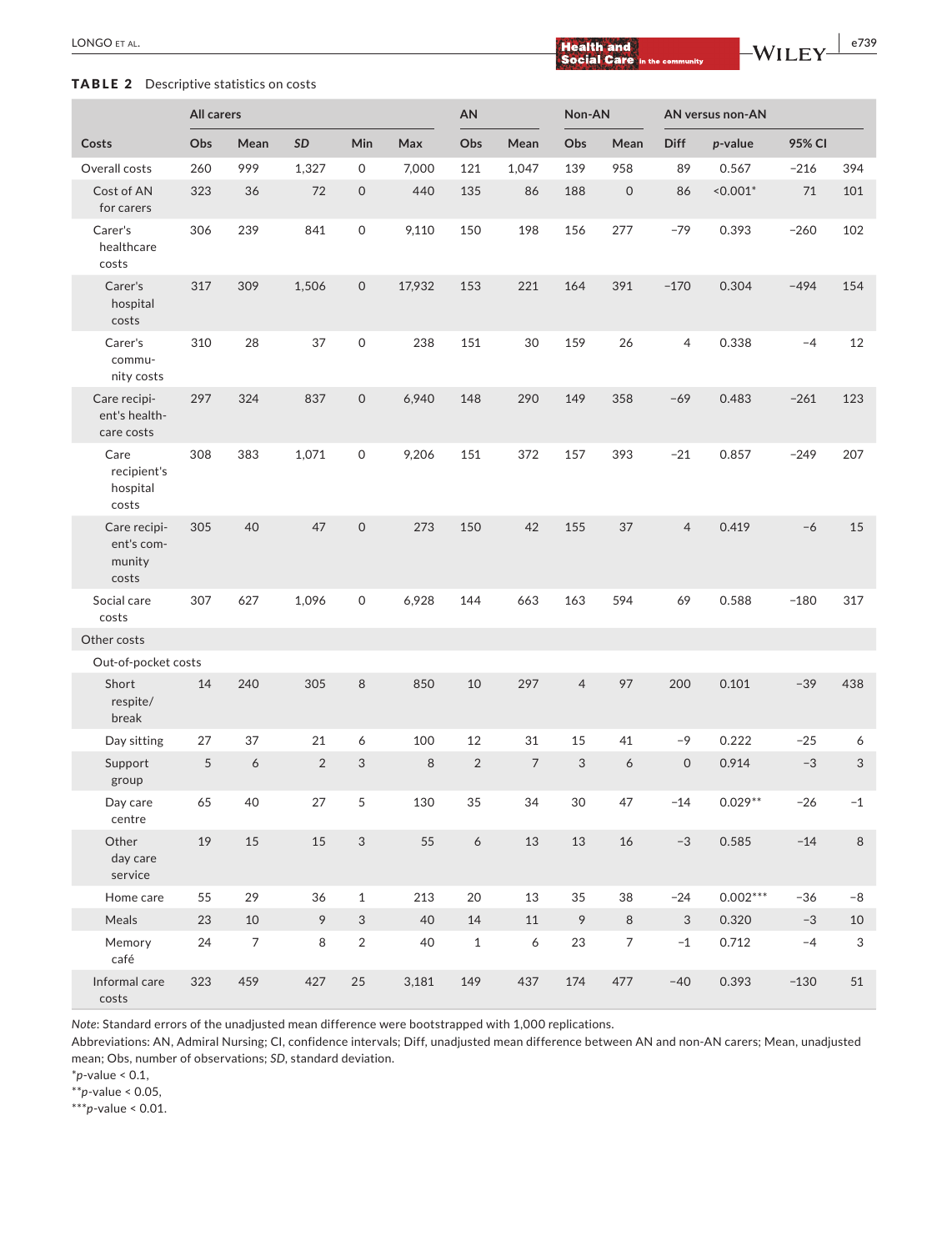**TABLE 2** Descriptive statistics on costs

| | All carers | | | | | AN | | Non-AN | | AN versus non-AN | | | |
|---|---|---|---|---|---|---|---|---|---|---|---|---|---|
| Costs | Obs | Mean | *SD* | Min | Max | Obs | Mean | Obs | Mean | Diff | *p*-value | 95% CI | |
| Overall costs | 260 | 999 | 1,327 | 0 | 7,000 | 121 | 1,047 | 139 | 958 | 89 | 0.567 | −216 | 394 |
| Cost of AN for carers | 323 | 36 | 72 | 0 | 440 | 135 | 86 | 188 | 0 | 86 | <0.001* | 71 | 101 |
| Carer's healthcare costs | 306 | 239 | 841 | 0 | 9,110 | 150 | 198 | 156 | 277 | −79 | 0.393 | −260 | 102 |
| Carer's hospital costs | 317 | 309 | 1,506 | 0 | 17,932 | 153 | 221 | 164 | 391 | −170 | 0.304 | −494 | 154 |
| Carer's community costs | 310 | 28 | 37 | 0 | 238 | 151 | 30 | 159 | 26 | 4 | 0.338 | −4 | 12 |
| Care recipient's healthcare costs | 297 | 324 | 837 | 0 | 6,940 | 148 | 290 | 149 | 358 | −69 | 0.483 | −261 | 123 |
| Care recipient's hospital costs | 308 | 383 | 1,071 | 0 | 9,206 | 151 | 372 | 157 | 393 | −21 | 0.857 | −249 | 207 |
| Care recipient's community costs | 305 | 40 | 47 | 0 | 273 | 150 | 42 | 155 | 37 | 4 | 0.419 | −6 | 15 |
| Social care costs | 307 | 627 | 1,096 | 0 | 6,928 | 144 | 663 | 163 | 594 | 69 | 0.588 | −180 | 317 |
| Other costs | | | | | | | | | | | | | |
| Out-of-pocket costs | | | | | | | | | | | | | |
| Short respite/break | 14 | 240 | 305 | 8 | 850 | 10 | 297 | 4 | 97 | 200 | 0.101 | −39 | 438 |
| Day sitting | 27 | 37 | 21 | 6 | 100 | 12 | 31 | 15 | 41 | −9 | 0.222 | −25 | 6 |
| Support group | 5 | 6 | 2 | 3 | 8 | 2 | 7 | 3 | 6 | 0 | 0.914 | −3 | 3 |
| Day care centre | 65 | 40 | 27 | 5 | 130 | 35 | 34 | 30 | 47 | −14 | 0.029** | −26 | −1 |
| Other day care service | 19 | 15 | 15 | 3 | 55 | 6 | 13 | 13 | 16 | −3 | 0.585 | −14 | 8 |
| Home care | 55 | 29 | 36 | 1 | 213 | 20 | 13 | 35 | 38 | −24 | 0.002*** | −36 | −8 |
| Meals | 23 | 10 | 9 | 3 | 40 | 14 | 11 | 9 | 8 | 3 | 0.320 | −3 | 10 |
| Memory café | 24 | 7 | 8 | 2 | 40 | 1 | 6 | 23 | 7 | −1 | 0.712 | −4 | 3 |
| Informal care costs | 323 | 459 | 427 | 25 | 3,181 | 149 | 437 | 174 | 477 | −40 | 0.393 | −130 | 51 |

*Note*: Standard errors of the unadjusted mean difference were bootstrapped with 1,000 replications.

Abbreviations: AN, Admiral Nursing; CI, confidence intervals; Diff, unadjusted mean difference between AN and non-AN carers; Mean, unadjusted mean; Obs, number of observations; *SD*, standard deviation.

*$p$-value < 0.1,

**$p$-value < 0.05,

***$p$-value < 0.01.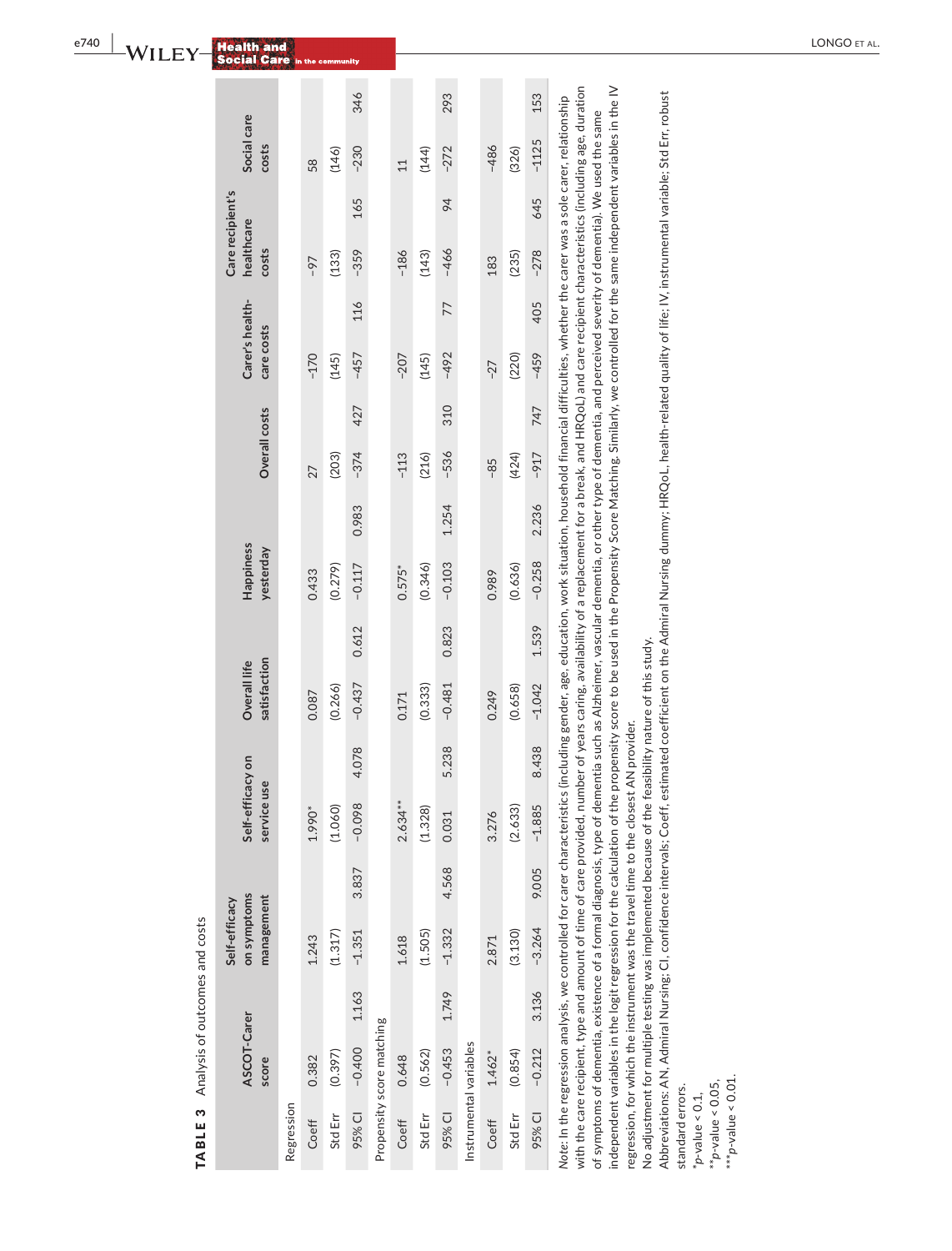**TABLE 3** Analysis of outcomes and costs

| | ASCOT-Carer score | | Self-efficacy on symptoms management | | Self-efficacy on service use | | Overall life satisfaction | | Happiness yesterday | | Overall costs | | Carer's healthcare costs | | Care recipient's healthcare costs | | Social care costs | |
|---|---|---|---|---|---|---|---|---|---|---|---|---|---|---|---|---|---|---|
| **Regression** | | | | | | | | | | | | | | | | | | |
| Coeff | 0.382 | | 1.243 | | 1.990* | | 0.087 | | 0.433 | | 27 | | −170 | | −97 | | 58 | |
| Std Err | (0.397) | | (1.317) | | (1.060) | | (0.266) | | (0.279) | | (203) | | (145) | | (133) | | (146) | |
| 95% CI | −0.400 | 1.163 | −1.351 | 3.837 | −0.098 | 4.078 | −0.437 | 0.612 | −0.117 | 0.983 | −374 | 427 | −457 | 116 | −359 | 165 | −230 | 346 |
| **Propensity score matching** | | | | | | | | | | | | | | | | | | |
| Coeff | 0.648 | | 1.618 | | 2.634** | | 0.171 | | 0.575* | | −113 | | −207 | | −186 | | 11 | |
| Std Err | (0.562) | | (1.505) | | (1.328) | | (0.333) | | (0.346) | | (216) | | (145) | | (143) | | (144) | |
| 95% CI | −0.453 | 1.749 | −1.332 | 4.568 | 0.031 | 5.238 | −0.481 | 0.823 | −0.103 | 1.254 | −536 | 310 | −492 | 77 | −466 | 94 | −272 | 293 |
| **Instrumental variables** | | | | | | | | | | | | | | | | | | |
| Coeff | 1.462* | | 2.871 | | 3.276 | | 0.249 | | 0.989 | | −85 | | −27 | | 183 | | −486 | |
| Std Err | (0.854) | | (3.130) | | (2.633) | | (0.658) | | (0.636) | | (424) | | (220) | | (235) | | (326) | |
| 95% CI | −0.212 | 3.136 | −3.264 | 9.005 | −1.885 | 8.438 | −1.042 | 1.539 | −0.258 | 2.236 | −917 | 747 | −459 | 405 | −278 | 645 | −1125 | 153 |

*Note*: In the regression analysis, we controlled for carer characteristics (including gender, age, education, work situation, household financial difficulties, whether the carer was a sole carer, relationship with the care recipient, type and amount of time of care provided, number of years caring, availability of a replacement for a break, and HRQoL) and care recipient characteristics (including age, duration of symptoms of dementia, existence of a formal diagnosis, type of dementia such as Alzheimer, vascular dementia, or other type of dementia, and perceived severity of dementia). We used the same independent variables in the logit regression for the calculation of the propensity score to be used in the Propensity Score Matching. Similarly, we controlled for the same independent variables in the IV regression, for which the instrument was the travel time to the closest AN provider.

No adjustment for multiple testing was implemented because of the feasibility nature of this study.

Abbreviations: AN, Admiral Nursing; CI, confidence intervals; Coeff, estimated coefficient on the Admiral Nursing dummy; HRQoL, health-related quality of life; IV, instrumental variable; Std Err, robust standard errors.

*$p$-value < 0.1,

**$p$-value < 0.05,

***$p$-value < 0.01.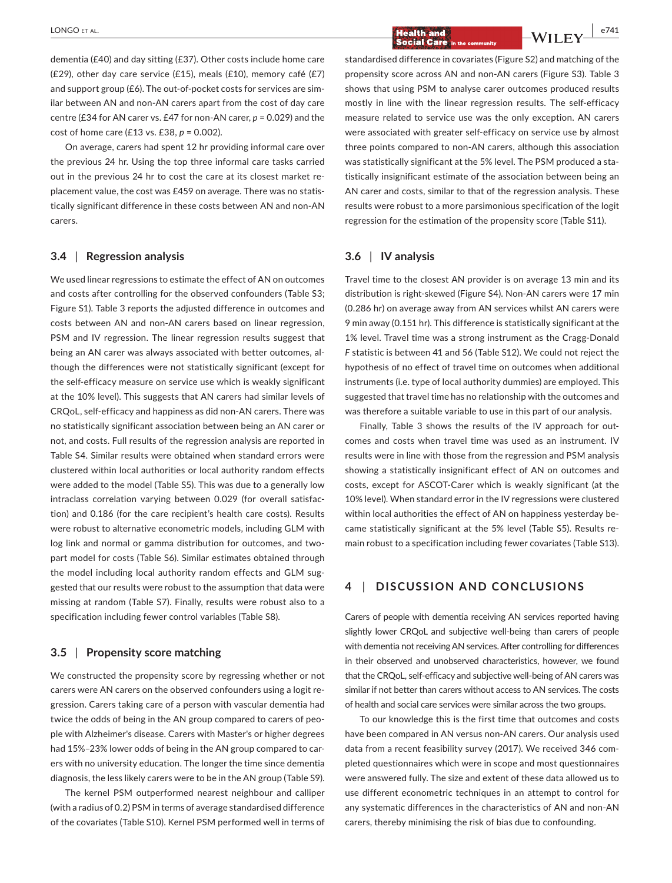dementia (£40) and day sitting (£37). Other costs include home care (£29), other day care service (£15), meals (£10), memory café (£7) and support group (£6). The out-of-pocket costs for services are similar between AN and non-AN carers apart from the cost of day care centre (£34 for AN carer vs. £47 for non-AN carer, $p = 0.029$) and the cost of home care (£13 vs. £38, $p = 0.002$).

On average, carers had spent 12 hr providing informal care over the previous 24 hr. Using the top three informal care tasks carried out in the previous 24 hr to cost the care at its closest market replacement value, the cost was £459 on average. There was no statistically significant difference in these costs between AN and non-AN carers.

### 3.4 | Regression analysis

We used linear regressions to estimate the effect of AN on outcomes and costs after controlling for the observed confounders (Table S3; Figure S1). Table 3 reports the adjusted difference in outcomes and costs between AN and non-AN carers based on linear regression, PSM and IV regression. The linear regression results suggest that being an AN carer was always associated with better outcomes, although the differences were not statistically significant (except for the self-efficacy measure on service use which is weakly significant at the 10% level). This suggests that AN carers had similar levels of CRQoL, self-efficacy and happiness as did non-AN carers. There was no statistically significant association between being an AN carer or not, and costs. Full results of the regression analysis are reported in Table S4. Similar results were obtained when standard errors were clustered within local authorities or local authority random effects were added to the model (Table S5). This was due to a generally low intraclass correlation varying between 0.029 (for overall satisfaction) and 0.186 (for the care recipient's health care costs). Results were robust to alternative econometric models, including GLM with log link and normal or gamma distribution for outcomes, and two-part model for costs (Table S6). Similar estimates obtained through the model including local authority random effects and GLM suggested that our results were robust to the assumption that data were missing at random (Table S7). Finally, results were robust also to a specification including fewer control variables (Table S8).

### 3.5 | Propensity score matching

We constructed the propensity score by regressing whether or not carers were AN carers on the observed confounders using a logit regression. Carers taking care of a person with vascular dementia had twice the odds of being in the AN group compared to carers of people with Alzheimer's disease. Carers with Master's or higher degrees had 15%–23% lower odds of being in the AN group compared to carers with no university education. The longer the time since dementia diagnosis, the less likely carers were to be in the AN group (Table S9).

The kernel PSM outperformed nearest neighbour and calliper (with a radius of 0.2) PSM in terms of average standardised difference of the covariates (Table S10). Kernel PSM performed well in terms of standardised difference in covariates (Figure S2) and matching of the propensity score across AN and non-AN carers (Figure S3). Table 3 shows that using PSM to analyse carer outcomes produced results mostly in line with the linear regression results. The self-efficacy measure related to service use was the only exception. AN carers were associated with greater self-efficacy on service use by almost three points compared to non-AN carers, although this association was statistically significant at the 5% level. The PSM produced a statistically insignificant estimate of the association between being an AN carer and costs, similar to that of the regression analysis. These results were robust to a more parsimonious specification of the logit regression for the estimation of the propensity score (Table S11).

### 3.6 | IV analysis

Travel time to the closest AN provider is on average 13 min and its distribution is right-skewed (Figure S4). Non-AN carers were 17 min (0.286 hr) on average away from AN services whilst AN carers were 9 min away (0.151 hr). This difference is statistically significant at the 1% level. Travel time was a strong instrument as the Cragg-Donald $F$ statistic is between 41 and 56 (Table S12). We could not reject the hypothesis of no effect of travel time on outcomes when additional instruments (i.e. type of local authority dummies) are employed. This suggested that travel time has no relationship with the outcomes and was therefore a suitable variable to use in this part of our analysis.

Finally, Table 3 shows the results of the IV approach for outcomes and costs when travel time was used as an instrument. IV results were in line with those from the regression and PSM analysis showing a statistically insignificant effect of AN on outcomes and costs, except for ASCOT-Carer which is weakly significant (at the 10% level). When standard error in the IV regressions were clustered within local authorities the effect of AN on happiness yesterday became statistically significant at the 5% level (Table S5). Results remain robust to a specification including fewer covariates (Table S13).

## 4 | DISCUSSION AND CONCLUSIONS

Carers of people with dementia receiving AN services reported having slightly lower CRQoL and subjective well-being than carers of people with dementia not receiving AN services. After controlling for differences in their observed and unobserved characteristics, however, we found that the CRQoL, self-efficacy and subjective well-being of AN carers was similar if not better than carers without access to AN services. The costs of health and social care services were similar across the two groups.

To our knowledge this is the first time that outcomes and costs have been compared in AN versus non-AN carers. Our analysis used data from a recent feasibility survey (2017). We received 346 completed questionnaires which were in scope and most questionnaires were answered fully. The size and extent of these data allowed us to use different econometric techniques in an attempt to control for any systematic differences in the characteristics of AN and non-AN carers, thereby minimising the risk of bias due to confounding.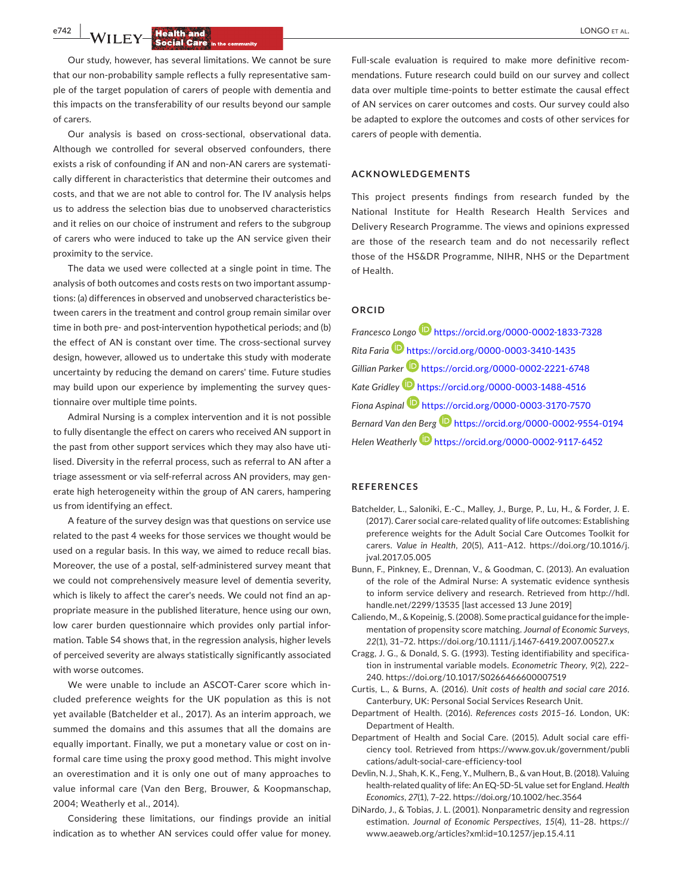Our study, however, has several limitations. We cannot be sure that our non-probability sample reflects a fully representative sample of the target population of carers of people with dementia and this impacts on the transferability of our results beyond our sample of carers.

Our analysis is based on cross-sectional, observational data. Although we controlled for several observed confounders, there exists a risk of confounding if AN and non-AN carers are systematically different in characteristics that determine their outcomes and costs, and that we are not able to control for. The IV analysis helps us to address the selection bias due to unobserved characteristics and it relies on our choice of instrument and refers to the subgroup of carers who were induced to take up the AN service given their proximity to the service.

The data we used were collected at a single point in time. The analysis of both outcomes and costs rests on two important assumptions: (a) differences in observed and unobserved characteristics between carers in the treatment and control group remain similar over time in both pre- and post-intervention hypothetical periods; and (b) the effect of AN is constant over time. The cross-sectional survey design, however, allowed us to undertake this study with moderate uncertainty by reducing the demand on carers' time. Future studies may build upon our experience by implementing the survey questionnaire over multiple time points.

Admiral Nursing is a complex intervention and it is not possible to fully disentangle the effect on carers who received AN support in the past from other support services which they may also have utilised. Diversity in the referral process, such as referral to AN after a triage assessment or via self-referral across AN providers, may generate high heterogeneity within the group of AN carers, hampering us from identifying an effect.

A feature of the survey design was that questions on service use related to the past 4 weeks for those services we thought would be used on a regular basis. In this way, we aimed to reduce recall bias. Moreover, the use of a postal, self-administered survey meant that we could not comprehensively measure level of dementia severity, which is likely to affect the carer's needs. We could not find an appropriate measure in the published literature, hence using our own, low carer burden questionnaire which provides only partial information. Table S4 shows that, in the regression analysis, higher levels of perceived severity are always statistically significantly associated with worse outcomes.

We were unable to include an ASCOT-Carer score which included preference weights for the UK population as this is not yet available (Batchelder et al., 2017). As an interim approach, we summed the domains and this assumes that all the domains are equally important. Finally, we put a monetary value or cost on informal care time using the proxy good method. This might involve an overestimation and it is only one out of many approaches to value informal care (Van den Berg, Brouwer, & Koopmanschap, 2004; Weatherly et al., 2014).

Considering these limitations, our findings provide an initial indication as to whether AN services could offer value for money. Full-scale evaluation is required to make more definitive recommendations. Future research could build on our survey and collect data over multiple time-points to better estimate the causal effect of AN services on carer outcomes and costs. Our survey could also be adapted to explore the outcomes and costs of other services for carers of people with dementia.

## ACKNOWLEDGEMENTS

This project presents findings from research funded by the National Institute for Health Research Health Services and Delivery Research Programme. The views and opinions expressed are those of the research team and do not necessarily reflect those of the HS&DR Programme, NIHR, NHS or the Department of Health.

## ORCID

*Francesco Longo* https://orcid.org/0000-0002-1833-7328

*Rita Faria* https://orcid.org/0000-0003-3410-1435

*Gillian Parker* https://orcid.org/0000-0002-2221-6748

*Kate Gridley* https://orcid.org/0000-0003-1488-4516

*Fiona Aspinal* https://orcid.org/0000-0003-3170-7570

*Bernard Van den Berg* https://orcid.org/0000-0002-9554-0194

*Helen Weatherly* https://orcid.org/0000-0002-9117-6452

## REFERENCES

Batchelder, L., Saloniki, E.-C., Malley, J., Burge, P., Lu, H., & Forder, J. E. (2017). Carer social care-related quality of life outcomes: Establishing preference weights for the Adult Social Care Outcomes Toolkit for carers. *Value in Health*, *20*(5), A11–A12. https://doi.org/10.1016/j.jval.2017.05.005

Bunn, F., Pinkney, E., Drennan, V., & Goodman, C. (2013). An evaluation of the role of the Admiral Nurse: A systematic evidence synthesis to inform service delivery and research. Retrieved from http://hdl.handle.net/2299/13535 [last accessed 13 June 2019]

Caliendo, M., & Kopeinig, S. (2008). Some practical guidance for the implementation of propensity score matching. *Journal of Economic Surveys*, *22*(1), 31–72. https://doi.org/10.1111/j.1467-6419.2007.00527.x

Cragg, J. G., & Donald, S. G. (1993). Testing identifiability and specification in instrumental variable models. *Econometric Theory*, *9*(2), 222–240. https://doi.org/10.1017/S0266466600007519

Curtis, L., & Burns, A. (2016). *Unit costs of health and social care 2016*. Canterbury, UK: Personal Social Services Research Unit.

Department of Health. (2016). *References costs 2015–16*. London, UK: Department of Health.

Department of Health and Social Care. (2015). Adult social care efficiency tool. Retrieved from https://www.gov.uk/government/publications/adult-social-care-efficiency-tool

Devlin, N. J., Shah, K. K., Feng, Y., Mulhern, B., & van Hout, B. (2018). Valuing health-related quality of life: An EQ-5D-5L value set for England. *Health Economics*, *27*(1), 7–22. https://doi.org/10.1002/hec.3564

DiNardo, J., & Tobias, J. L. (2001). Nonparametric density and regression estimation. *Journal of Economic Perspectives*, *15*(4), 11–28. https://www.aeaweb.org/articles?xml:id=10.1257/jep.15.4.11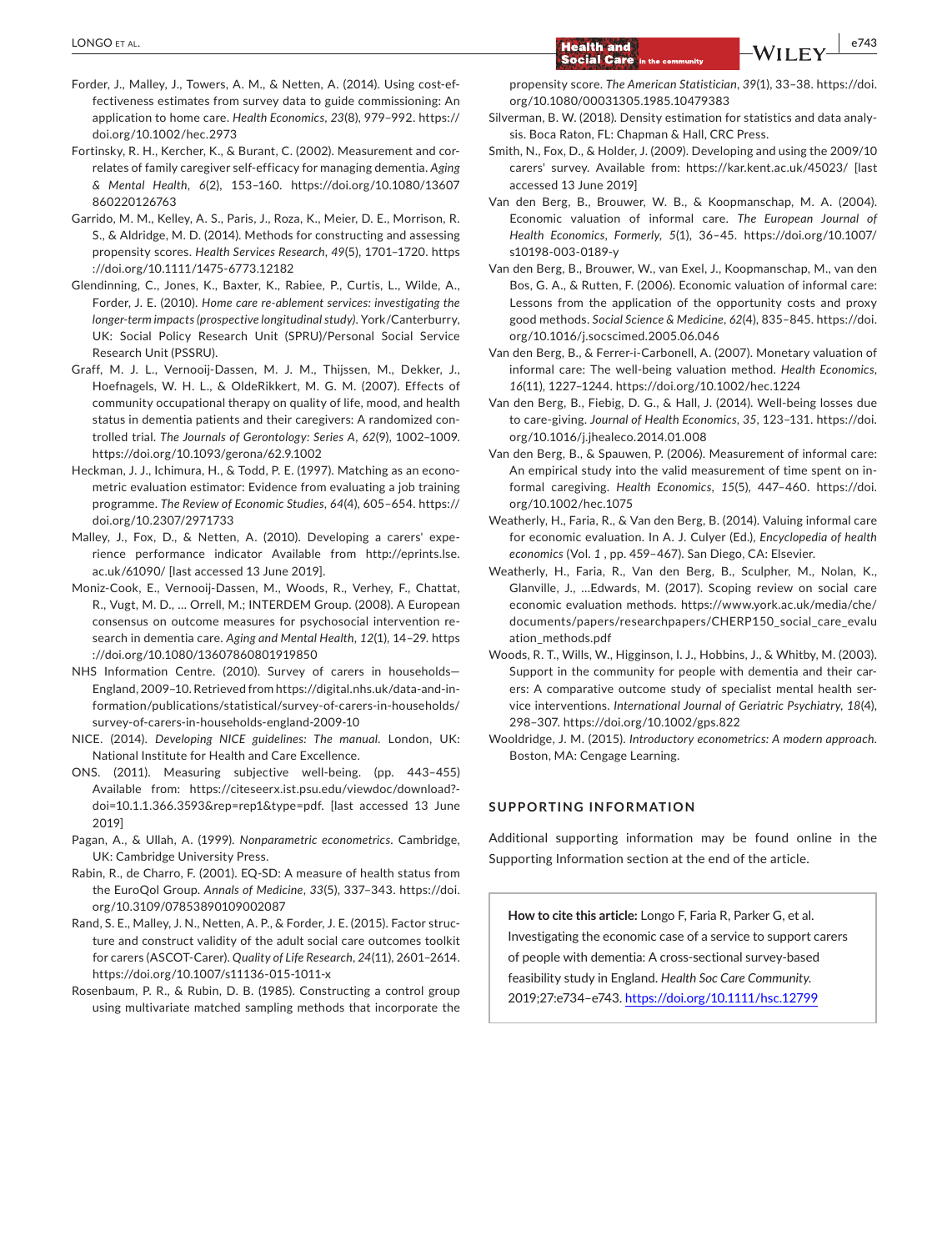Forder, J., Malley, J., Towers, A. M., & Netten, A. (2014). Using cost-effectiveness estimates from survey data to guide commissioning: An application to home care. *Health Economics*, *23*(8), 979–992. https://doi.org/10.1002/hec.2973

Fortinsky, R. H., Kercher, K., & Burant, C. (2002). Measurement and correlates of family caregiver self-efficacy for managing dementia. *Aging & Mental Health*, *6*(2), 153–160. https://doi.org/10.1080/13607860220126763

Garrido, M. M., Kelley, A. S., Paris, J., Roza, K., Meier, D. E., Morrison, R. S., & Aldridge, M. D. (2014). Methods for constructing and assessing propensity scores. *Health Services Research*, *49*(5), 1701–1720. https://doi.org/10.1111/1475-6773.12182

Glendinning, C., Jones, K., Baxter, K., Rabiee, P., Curtis, L., Wilde, A., Forder, J. E. (2010). *Home care re-ablement services: investigating the longer-term impacts (prospective longitudinal study)*. York/Canterburry, UK: Social Policy Research Unit (SPRU)/Personal Social Service Research Unit (PSSRU).

Graff, M. J. L., Vernooij-Dassen, M. J. M., Thijssen, M., Dekker, J., Hoefnagels, W. H. L., & OldeRikkert, M. G. M. (2007). Effects of community occupational therapy on quality of life, mood, and health status in dementia patients and their caregivers: A randomized controlled trial. *The Journals of Gerontology: Series A*, *62*(9), 1002–1009. https://doi.org/10.1093/gerona/62.9.1002

Heckman, J. J., Ichimura, H., & Todd, P. E. (1997). Matching as an econometric evaluation estimator: Evidence from evaluating a job training programme. *The Review of Economic Studies*, *64*(4), 605–654. https://doi.org/10.2307/2971733

Malley, J., Fox, D., & Netten, A. (2010). Developing a carers' experience performance indicator Available from http://eprints.lse.ac.uk/61090/ [last accessed 13 June 2019].

Moniz-Cook, E., Vernooij-Dassen, M., Woods, R., Verhey, F., Chattat, R., Vugt, M. D., … Orrell, M.; INTERDEM Group. (2008). A European consensus on outcome measures for psychosocial intervention research in dementia care. *Aging and Mental Health*, *12*(1), 14–29. https://doi.org/10.1080/13607860801919850

NHS Information Centre. (2010). Survey of carers in households—England, 2009–10. Retrieved from https://digital.nhs.uk/data-and-information/publications/statistical/survey-of-carers-in-households/survey-of-carers-in-households-england-2009-10

NICE. (2014). *Developing NICE guidelines: The manual*. London, UK: National Institute for Health and Care Excellence.

ONS. (2011). Measuring subjective well-being. (pp. 443–455) Available from: https://citeseerx.ist.psu.edu/viewdoc/download?doi=10.1.1.366.3593&rep=rep1&type=pdf. [last accessed 13 June 2019]

Pagan, A., & Ullah, A. (1999). *Nonparametric econometrics*. Cambridge, UK: Cambridge University Press.

Rabin, R., de Charro, F. (2001). EQ-SD: A measure of health status from the EuroQol Group. *Annals of Medicine*, *33*(5), 337–343. https://doi.org/10.3109/07853890109002087

Rand, S. E., Malley, J. N., Netten, A. P., & Forder, J. E. (2015). Factor structure and construct validity of the adult social care outcomes toolkit for carers (ASCOT-Carer). *Quality of Life Research*, *24*(11), 2601–2614. https://doi.org/10.1007/s11136-015-1011-x

Rosenbaum, P. R., & Rubin, D. B. (1985). Constructing a control group using multivariate matched sampling methods that incorporate the propensity score. *The American Statistician*, *39*(1), 33–38. https://doi.org/10.1080/00031305.1985.10479383

Silverman, B. W. (2018). Density estimation for statistics and data analysis. Boca Raton, FL: Chapman & Hall, CRC Press.

Smith, N., Fox, D., & Holder, J. (2009). Developing and using the 2009/10 carers' survey. Available from: https://kar.kent.ac.uk/45023/ [last accessed 13 June 2019]

Van den Berg, B., Brouwer, W. B., & Koopmanschap, M. A. (2004). Economic valuation of informal care. *The European Journal of Health Economics*, *Formerly*, *5*(1), 36–45. https://doi.org/10.1007/s10198-003-0189-y

Van den Berg, B., Brouwer, W., van Exel, J., Koopmanschap, M., van den Bos, G. A., & Rutten, F. (2006). Economic valuation of informal care: Lessons from the application of the opportunity costs and proxy good methods. *Social Science & Medicine*, *62*(4), 835–845. https://doi.org/10.1016/j.socscimed.2005.06.046

Van den Berg, B., & Ferrer-i-Carbonell, A. (2007). Monetary valuation of informal care: The well-being valuation method. *Health Economics*, *16*(11), 1227–1244. https://doi.org/10.1002/hec.1224

Van den Berg, B., Fiebig, D. G., & Hall, J. (2014). Well-being losses due to care-giving. *Journal of Health Economics*, *35*, 123–131. https://doi.org/10.1016/j.jhealeco.2014.01.008

Van den Berg, B., & Spauwen, P. (2006). Measurement of informal care: An empirical study into the valid measurement of time spent on informal caregiving. *Health Economics*, *15*(5), 447–460. https://doi.org/10.1002/hec.1075

Weatherly, H., Faria, R., & Van den Berg, B. (2014). Valuing informal care for economic evaluation. In A. J. Culyer (Ed.), *Encyclopedia of health economics* (Vol. *1* , pp. 459–467). San Diego, CA: Elsevier.

Weatherly, H., Faria, R., Van den Berg, B., Sculpher, M., Nolan, K., Glanville, J., …Edwards, M. (2017). Scoping review on social care economic evaluation methods. https://www.york.ac.uk/media/che/documents/papers/researchpapers/CHERP150_social_care_evaluation_methods.pdf

Woods, R. T., Wills, W., Higginson, I. J., Hobbins, J., & Whitby, M. (2003). Support in the community for people with dementia and their carers: A comparative outcome study of specialist mental health service interventions. *International Journal of Geriatric Psychiatry*, *18*(4), 298–307. https://doi.org/10.1002/gps.822

Wooldridge, J. M. (2015). *Introductory econometrics: A modern approach*. Boston, MA: Cengage Learning.

## SUPPORTING INFORMATION

Additional supporting information may be found online in the Supporting Information section at the end of the article.

**How to cite this article:** Longo F, Faria R, Parker G, et al. Investigating the economic case of a service to support carers of people with dementia: A cross-sectional survey-based feasibility study in England. *Health Soc Care Community*. 2019;27:e734–e743. https://doi.org/10.1111/hsc.12799